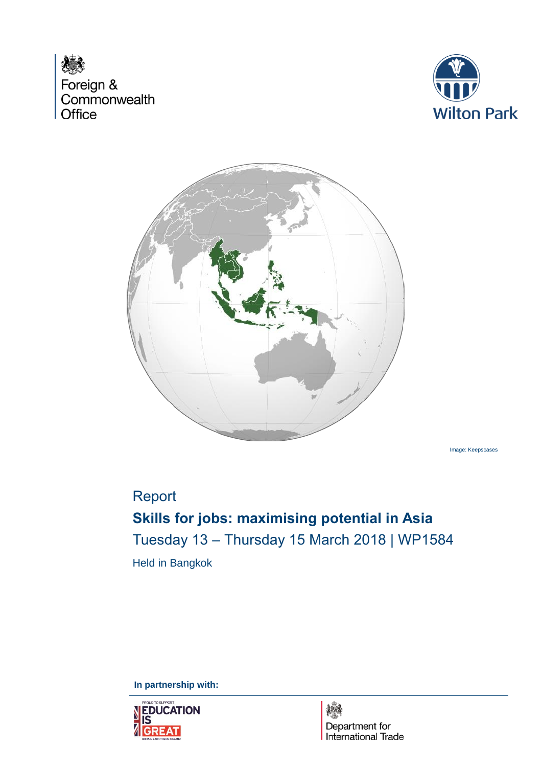Foreign & Commonwealth Office

Wilton Park

Image: Keepscases

Report

# Skills for jobs: maximising potential in Asia

Tuesday 13 – Thursday 15 March 2018 | WP1584

Held in Bangkok

**In partnership with:**

Proud to support EDUCATION IS GREAT Britain & Northern Ireland

Department for International Trade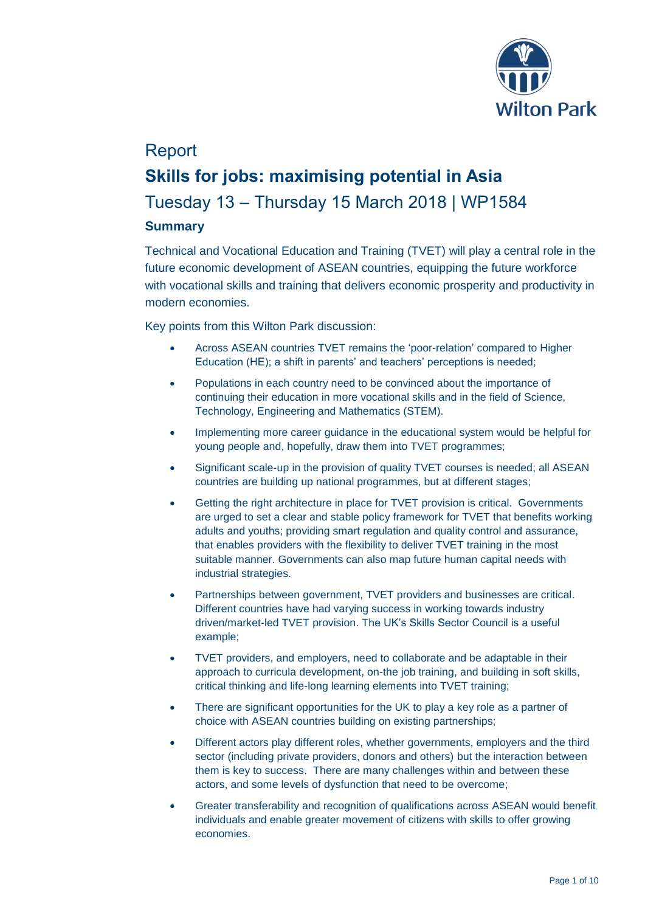Report

# Skills for jobs: maximising potential in Asia

## Tuesday 13 – Thursday 15 March 2018 | WP1584

### Summary

Technical and Vocational Education and Training (TVET) will play a central role in the future economic development of ASEAN countries, equipping the future workforce with vocational skills and training that delivers economic prosperity and productivity in modern economies.

Key points from this Wilton Park discussion:

- Across ASEAN countries TVET remains the 'poor-relation' compared to Higher Education (HE); a shift in parents' and teachers' perceptions is needed;
- Populations in each country need to be convinced about the importance of continuing their education in more vocational skills and in the field of Science, Technology, Engineering and Mathematics (STEM).
- Implementing more career guidance in the educational system would be helpful for young people and, hopefully, draw them into TVET programmes;
- Significant scale-up in the provision of quality TVET courses is needed; all ASEAN countries are building up national programmes, but at different stages;
- Getting the right architecture in place for TVET provision is critical. Governments are urged to set a clear and stable policy framework for TVET that benefits working adults and youths; providing smart regulation and quality control and assurance, that enables providers with the flexibility to deliver TVET training in the most suitable manner. Governments can also map future human capital needs with industrial strategies.
- Partnerships between government, TVET providers and businesses are critical. Different countries have had varying success in working towards industry driven/market-led TVET provision. The UK's Skills Sector Council is a useful example;
- TVET providers, and employers, need to collaborate and be adaptable in their approach to curricula development, on-the job training, and building in soft skills, critical thinking and life-long learning elements into TVET training;
- There are significant opportunities for the UK to play a key role as a partner of choice with ASEAN countries building on existing partnerships;
- Different actors play different roles, whether governments, employers and the third sector (including private providers, donors and others) but the interaction between them is key to success. There are many challenges within and between these actors, and some levels of dysfunction that need to be overcome;
- Greater transferability and recognition of qualifications across ASEAN would benefit individuals and enable greater movement of citizens with skills to offer growing economies.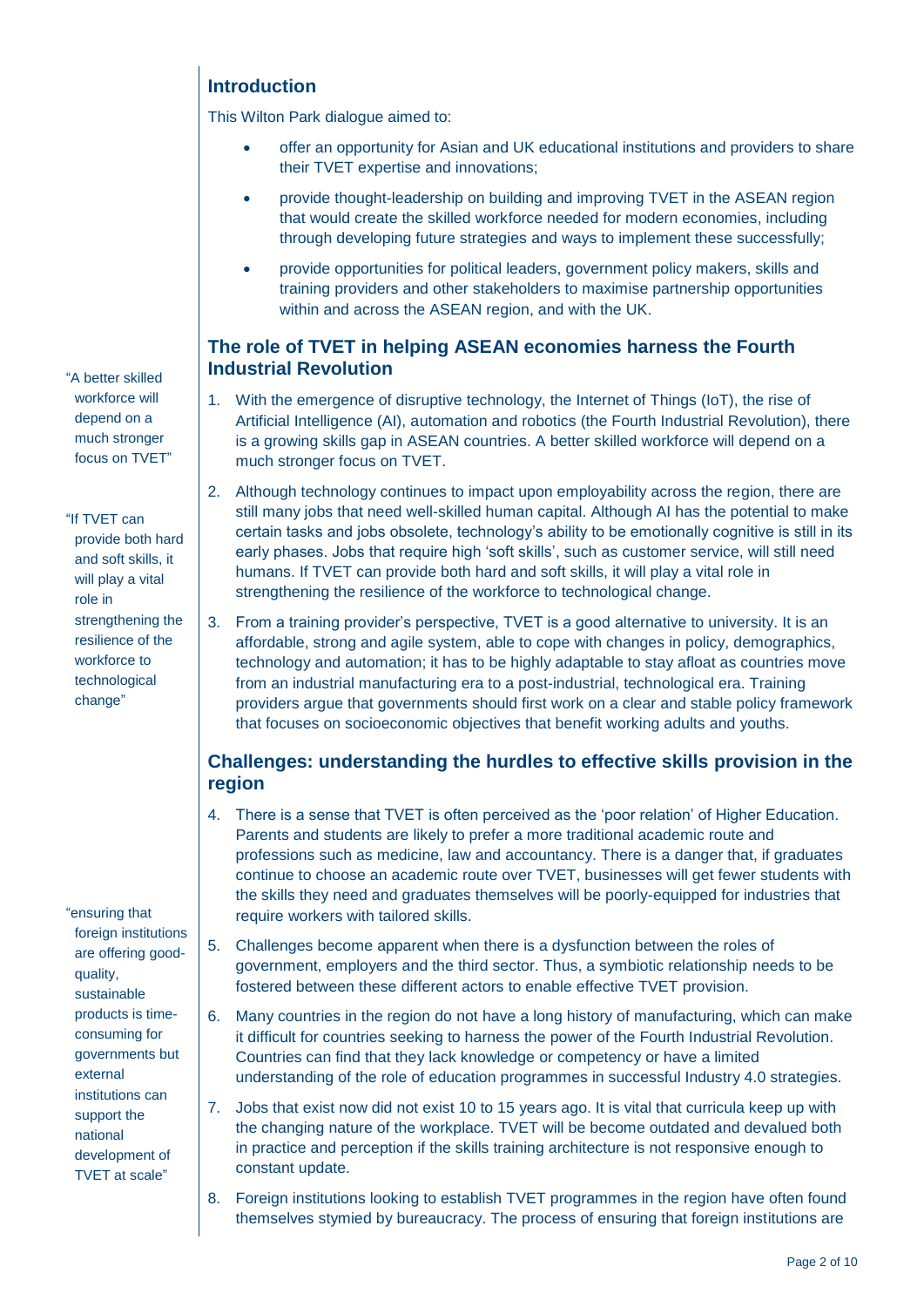## Introduction

This Wilton Park dialogue aimed to:

- offer an opportunity for Asian and UK educational institutions and providers to share their TVET expertise and innovations;
- provide thought-leadership on building and improving TVET in the ASEAN region that would create the skilled workforce needed for modern economies, including through developing future strategies and ways to implement these successfully;
- provide opportunities for political leaders, government policy makers, skills and training providers and other stakeholders to maximise partnership opportunities within and across the ASEAN region, and with the UK.

## The role of TVET in helping ASEAN economies harness the Fourth Industrial Revolution

"A better skilled workforce will depend on a much stronger focus on TVET"

1. With the emergence of disruptive technology, the Internet of Things (IoT), the rise of Artificial Intelligence (AI), automation and robotics (the Fourth Industrial Revolution), there is a growing skills gap in ASEAN countries. A better skilled workforce will depend on a much stronger focus on TVET.

"If TVET can provide both hard and soft skills, it will play a vital role in strengthening the resilience of the workforce to technological change"

2. Although technology continues to impact upon employability across the region, there are still many jobs that need well-skilled human capital. Although AI has the potential to make certain tasks and jobs obsolete, technology's ability to be emotionally cognitive is still in its early phases. Jobs that require high 'soft skills', such as customer service, will still need humans. If TVET can provide both hard and soft skills, it will play a vital role in strengthening the resilience of the workforce to technological change.

3. From a training provider's perspective, TVET is a good alternative to university. It is an affordable, strong and agile system, able to cope with changes in policy, demographics, technology and automation; it has to be highly adaptable to stay afloat as countries move from an industrial manufacturing era to a post-industrial, technological era. Training providers argue that governments should first work on a clear and stable policy framework that focuses on socioeconomic objectives that benefit working adults and youths.

## Challenges: understanding the hurdles to effective skills provision in the region

4. There is a sense that TVET is often perceived as the 'poor relation' of Higher Education. Parents and students are likely to prefer a more traditional academic route and professions such as medicine, law and accountancy. There is a danger that, if graduates continue to choose an academic route over TVET, businesses will get fewer students with the skills they need and graduates themselves will be poorly-equipped for industries that require workers with tailored skills.

"ensuring that foreign institutions are offering good-quality, sustainable products is time-consuming for governments but external institutions can support the national development of TVET at scale"

5. Challenges become apparent when there is a dysfunction between the roles of government, employers and the third sector. Thus, a symbiotic relationship needs to be fostered between these different actors to enable effective TVET provision.

6. Many countries in the region do not have a long history of manufacturing, which can make it difficult for countries seeking to harness the power of the Fourth Industrial Revolution. Countries can find that they lack knowledge or competency or have a limited understanding of the role of education programmes in successful Industry 4.0 strategies.

7. Jobs that exist now did not exist 10 to 15 years ago. It is vital that curricula keep up with the changing nature of the workplace. TVET will be become outdated and devalued both in practice and perception if the skills training architecture is not responsive enough to constant update.

8. Foreign institutions looking to establish TVET programmes in the region have often found themselves stymied by bureaucracy. The process of ensuring that foreign institutions are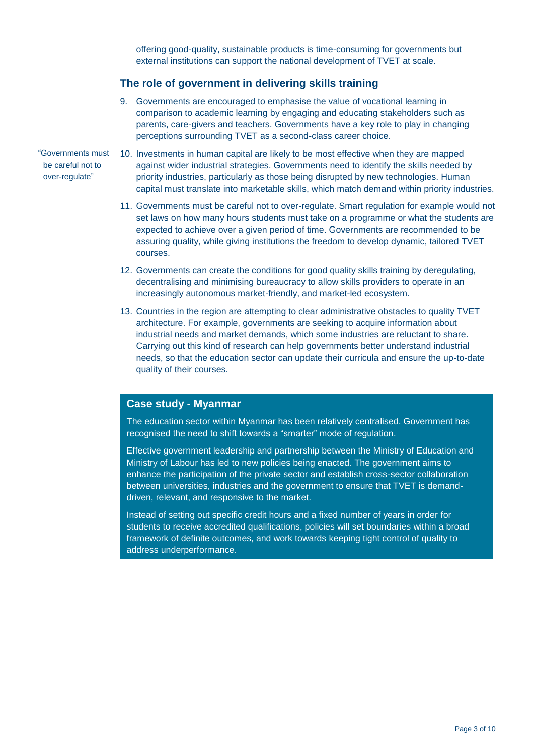offering good-quality, sustainable products is time-consuming for governments but external institutions can support the national development of TVET at scale.

## The role of government in delivering skills training

9. Governments are encouraged to emphasise the value of vocational learning in comparison to academic learning by engaging and educating stakeholders such as parents, care-givers and teachers. Governments have a key role to play in changing perceptions surrounding TVET as a second-class career choice.

"Governments must be careful not to over-regulate"

10. Investments in human capital are likely to be most effective when they are mapped against wider industrial strategies. Governments need to identify the skills needed by priority industries, particularly as those being disrupted by new technologies. Human capital must translate into marketable skills, which match demand within priority industries.

11. Governments must be careful not to over-regulate. Smart regulation for example would not set laws on how many hours students must take on a programme or what the students are expected to achieve over a given period of time. Governments are recommended to be assuring quality, while giving institutions the freedom to develop dynamic, tailored TVET courses.

12. Governments can create the conditions for good quality skills training by deregulating, decentralising and minimising bureaucracy to allow skills providers to operate in an increasingly autonomous market-friendly, and market-led ecosystem.

13. Countries in the region are attempting to clear administrative obstacles to quality TVET architecture. For example, governments are seeking to acquire information about industrial needs and market demands, which some industries are reluctant to share. Carrying out this kind of research can help governments better understand industrial needs, so that the education sector can update their curricula and ensure the up-to-date quality of their courses.

### Case study - Myanmar

The education sector within Myanmar has been relatively centralised. Government has recognised the need to shift towards a "smarter" mode of regulation.

Effective government leadership and partnership between the Ministry of Education and Ministry of Labour has led to new policies being enacted. The government aims to enhance the participation of the private sector and establish cross-sector collaboration between universities, industries and the government to ensure that TVET is demand-driven, relevant, and responsive to the market.

Instead of setting out specific credit hours and a fixed number of years in order for students to receive accredited qualifications, policies will set boundaries within a broad framework of definite outcomes, and work towards keeping tight control of quality to address underperformance.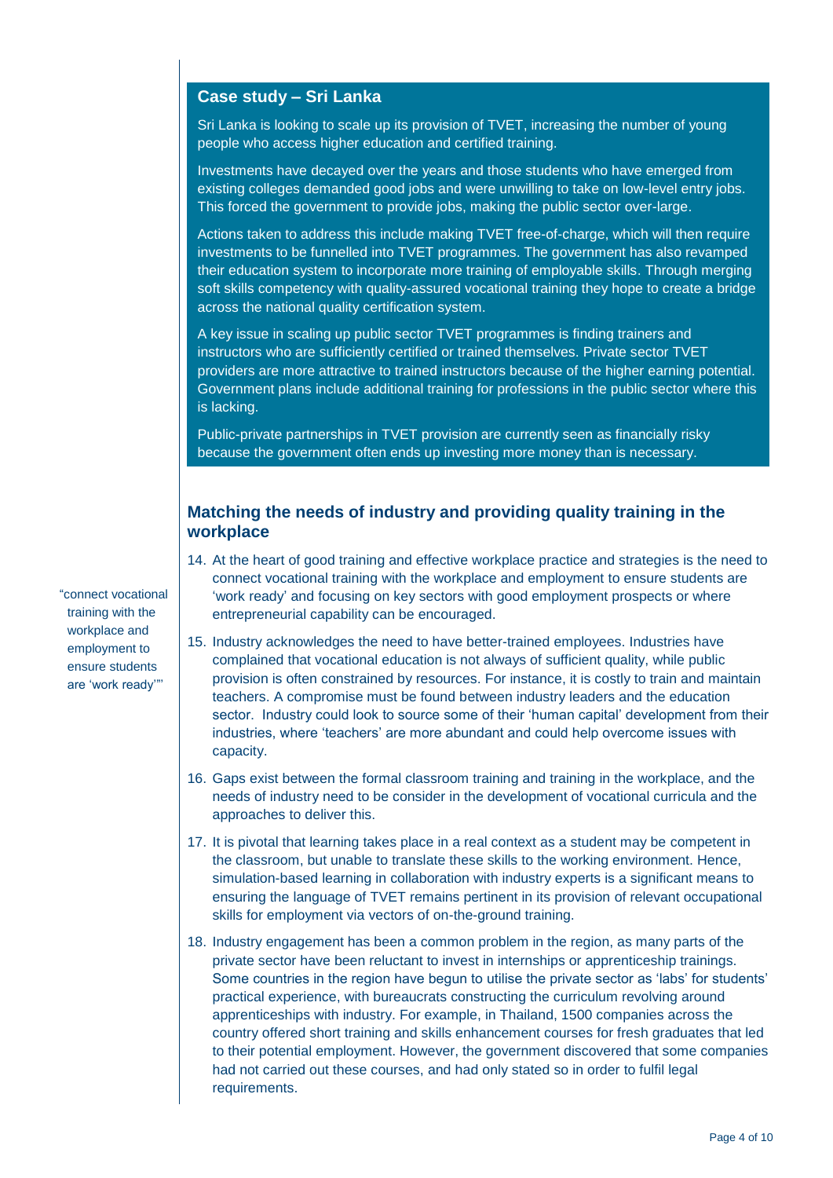### Case study – Sri Lanka

Sri Lanka is looking to scale up its provision of TVET, increasing the number of young people who access higher education and certified training.

Investments have decayed over the years and those students who have emerged from existing colleges demanded good jobs and were unwilling to take on low-level entry jobs. This forced the government to provide jobs, making the public sector over-large.

Actions taken to address this include making TVET free-of-charge, which will then require investments to be funnelled into TVET programmes. The government has also revamped their education system to incorporate more training of employable skills. Through merging soft skills competency with quality-assured vocational training they hope to create a bridge across the national quality certification system.

A key issue in scaling up public sector TVET programmes is finding trainers and instructors who are sufficiently certified or trained themselves. Private sector TVET providers are more attractive to trained instructors because of the higher earning potential. Government plans include additional training for professions in the public sector where this is lacking.

Public-private partnerships in TVET provision are currently seen as financially risky because the government often ends up investing more money than is necessary.

## Matching the needs of industry and providing quality training in the workplace

"connect vocational training with the workplace and employment to ensure students are 'work ready'"

14. At the heart of good training and effective workplace practice and strategies is the need to connect vocational training with the workplace and employment to ensure students are 'work ready' and focusing on key sectors with good employment prospects or where entrepreneurial capability can be encouraged.
15. Industry acknowledges the need to have better-trained employees. Industries have complained that vocational education is not always of sufficient quality, while public provision is often constrained by resources. For instance, it is costly to train and maintain teachers. A compromise must be found between industry leaders and the education sector. Industry could look to source some of their 'human capital' development from their industries, where 'teachers' are more abundant and could help overcome issues with capacity.
16. Gaps exist between the formal classroom training and training in the workplace, and the needs of industry need to be consider in the development of vocational curricula and the approaches to deliver this.
17. It is pivotal that learning takes place in a real context as a student may be competent in the classroom, but unable to translate these skills to the working environment. Hence, simulation-based learning in collaboration with industry experts is a significant means to ensuring the language of TVET remains pertinent in its provision of relevant occupational skills for employment via vectors of on-the-ground training.
18. Industry engagement has been a common problem in the region, as many parts of the private sector have been reluctant to invest in internships or apprenticeship trainings. Some countries in the region have begun to utilise the private sector as 'labs' for students' practical experience, with bureaucrats constructing the curriculum revolving around apprenticeships with industry. For example, in Thailand, 1500 companies across the country offered short training and skills enhancement courses for fresh graduates that led to their potential employment. However, the government discovered that some companies had not carried out these courses, and had only stated so in order to fulfil legal requirements.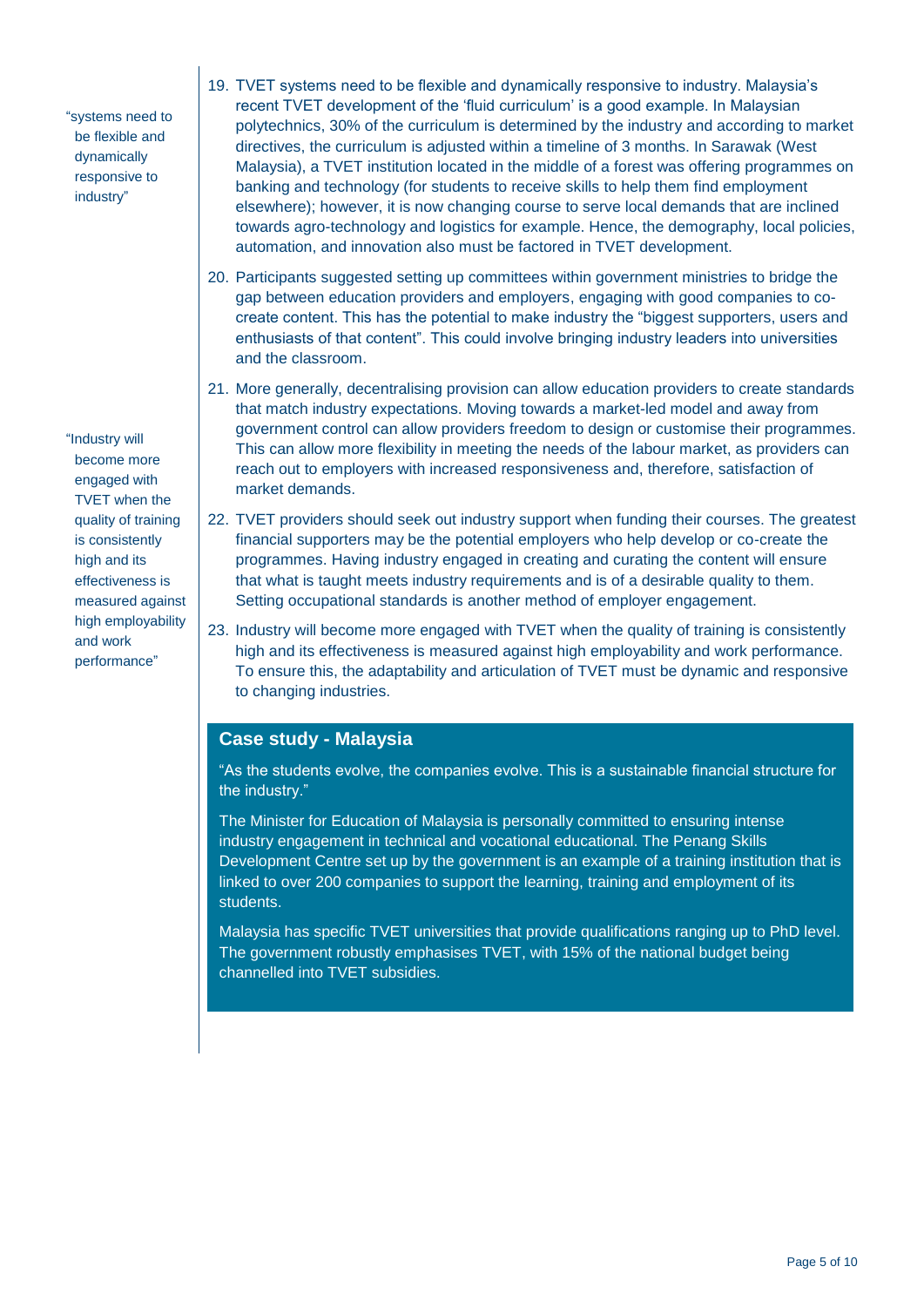> "systems need to be flexible and dynamically responsive to industry"

19. TVET systems need to be flexible and dynamically responsive to industry. Malaysia's recent TVET development of the 'fluid curriculum' is a good example. In Malaysian polytechnics, 30% of the curriculum is determined by the industry and according to market directives, the curriculum is adjusted within a timeline of 3 months. In Sarawak (West Malaysia), a TVET institution located in the middle of a forest was offering programmes on banking and technology (for students to receive skills to help them find employment elsewhere); however, it is now changing course to serve local demands that are inclined towards agro-technology and logistics for example. Hence, the demography, local policies, automation, and innovation also must be factored in TVET development.

20. Participants suggested setting up committees within government ministries to bridge the gap between education providers and employers, engaging with good companies to co-create content. This has the potential to make industry the "biggest supporters, users and enthusiasts of that content". This could involve bringing industry leaders into universities and the classroom.

21. More generally, decentralising provision can allow education providers to create standards that match industry expectations. Moving towards a market-led model and away from government control can allow providers freedom to design or customise their programmes. This can allow more flexibility in meeting the needs of the labour market, as providers can reach out to employers with increased responsiveness and, therefore, satisfaction of market demands.

> "Industry will become more engaged with TVET when the quality of training is consistently high and its effectiveness is measured against high employability and work performance"

22. TVET providers should seek out industry support when funding their courses. The greatest financial supporters may be the potential employers who help develop or co-create the programmes. Having industry engaged in creating and curating the content will ensure that what is taught meets industry requirements and is of a desirable quality to them. Setting occupational standards is another method of employer engagement.

23. Industry will become more engaged with TVET when the quality of training is consistently high and its effectiveness is measured against high employability and work performance. To ensure this, the adaptability and articulation of TVET must be dynamic and responsive to changing industries.

## Case study - Malaysia

"As the students evolve, the companies evolve. This is a sustainable financial structure for the industry."

The Minister for Education of Malaysia is personally committed to ensuring intense industry engagement in technical and vocational educational. The Penang Skills Development Centre set up by the government is an example of a training institution that is linked to over 200 companies to support the learning, training and employment of its students.

Malaysia has specific TVET universities that provide qualifications ranging up to PhD level. The government robustly emphasises TVET, with 15% of the national budget being channelled into TVET subsidies.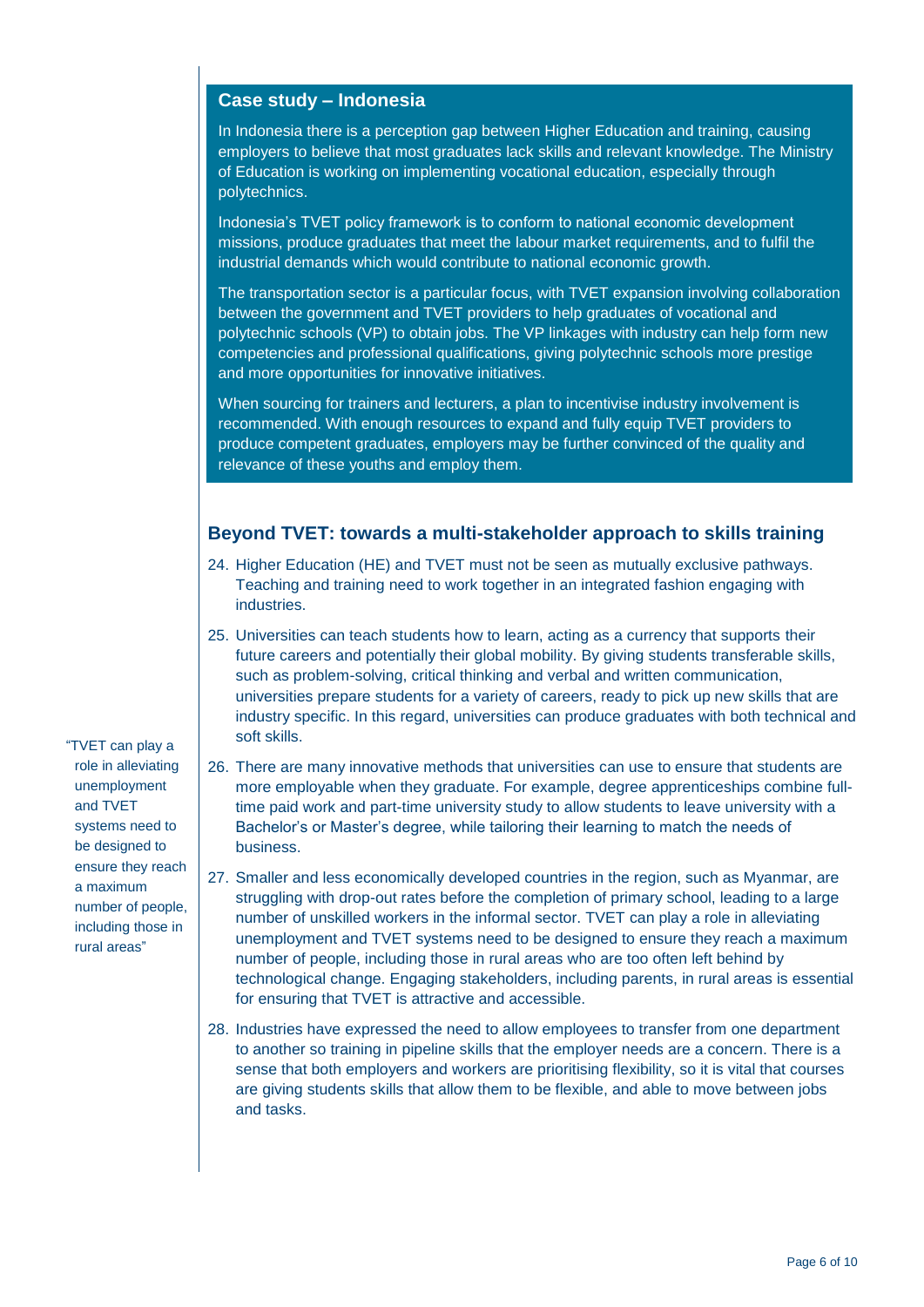## Case study – Indonesia

In Indonesia there is a perception gap between Higher Education and training, causing employers to believe that most graduates lack skills and relevant knowledge. The Ministry of Education is working on implementing vocational education, especially through polytechnics.

Indonesia's TVET policy framework is to conform to national economic development missions, produce graduates that meet the labour market requirements, and to fulfil the industrial demands which would contribute to national economic growth.

The transportation sector is a particular focus, with TVET expansion involving collaboration between the government and TVET providers to help graduates of vocational and polytechnic schools (VP) to obtain jobs. The VP linkages with industry can help form new competencies and professional qualifications, giving polytechnic schools more prestige and more opportunities for innovative initiatives.

When sourcing for trainers and lecturers, a plan to incentivise industry involvement is recommended. With enough resources to expand and fully equip TVET providers to produce competent graduates, employers may be further convinced of the quality and relevance of these youths and employ them.

## Beyond TVET: towards a multi-stakeholder approach to skills training

24. Higher Education (HE) and TVET must not be seen as mutually exclusive pathways. Teaching and training need to work together in an integrated fashion engaging with industries.
25. Universities can teach students how to learn, acting as a currency that supports their future careers and potentially their global mobility. By giving students transferable skills, such as problem-solving, critical thinking and verbal and written communication, universities prepare students for a variety of careers, ready to pick up new skills that are industry specific. In this regard, universities can produce graduates with both technical and soft skills.
26. There are many innovative methods that universities can use to ensure that students are more employable when they graduate. For example, degree apprenticeships combine full-time paid work and part-time university study to allow students to leave university with a Bachelor's or Master's degree, while tailoring their learning to match the needs of business.
27. Smaller and less economically developed countries in the region, such as Myanmar, are struggling with drop-out rates before the completion of primary school, leading to a large number of unskilled workers in the informal sector. TVET can play a role in alleviating unemployment and TVET systems need to be designed to ensure they reach a maximum number of people, including those in rural areas who are too often left behind by technological change. Engaging stakeholders, including parents, in rural areas is essential for ensuring that TVET is attractive and accessible.
28. Industries have expressed the need to allow employees to transfer from one department to another so training in pipeline skills that the employer needs are a concern. There is a sense that both employers and workers are prioritising flexibility, so it is vital that courses are giving students skills that allow them to be flexible, and able to move between jobs and tasks.

"TVET can play a role in alleviating unemployment and TVET systems need to be designed to ensure they reach a maximum number of people, including those in rural areas"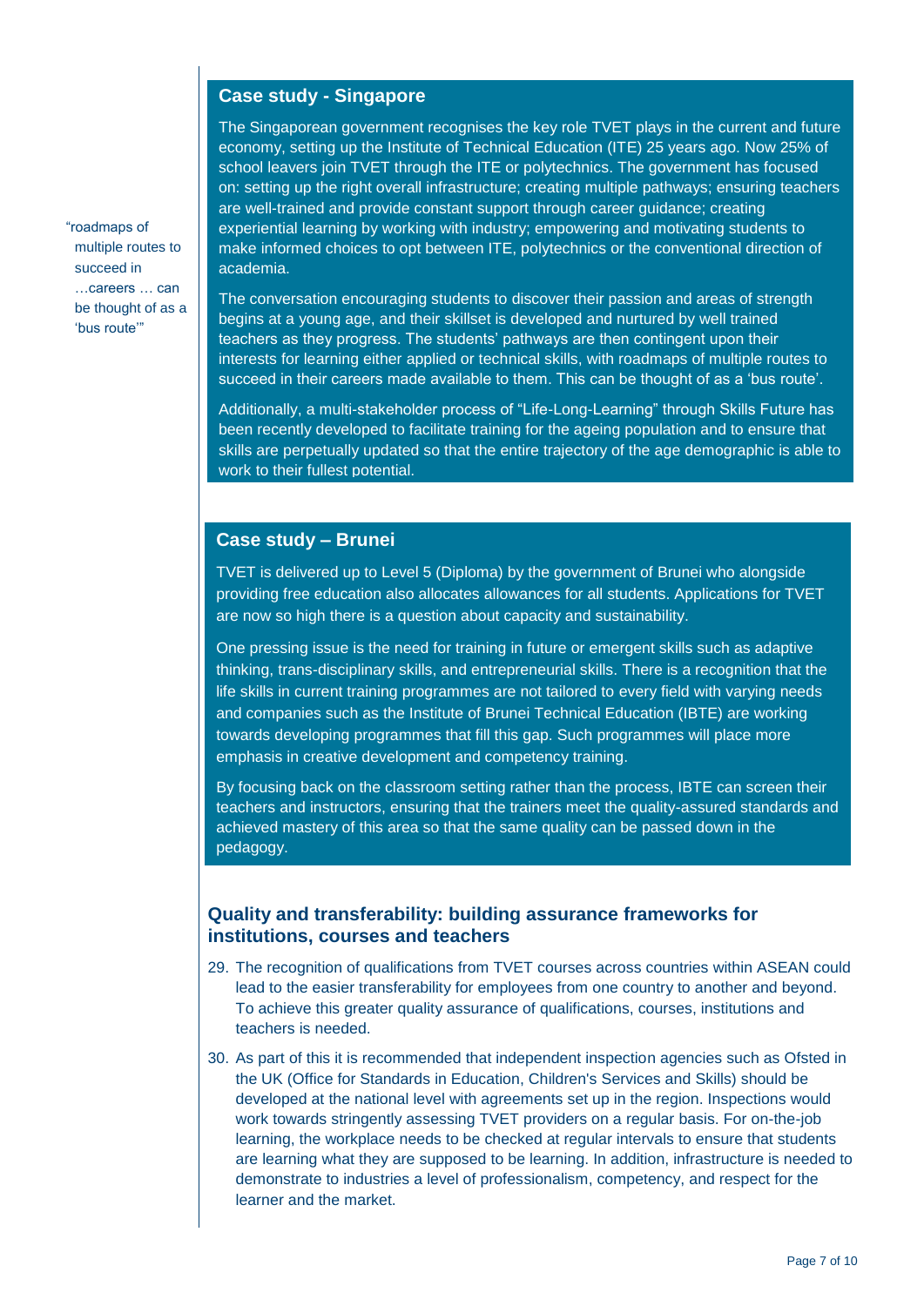> “roadmaps of multiple routes to succeed in …careers … can be thought of as a ‘bus route’”

## Case study - Singapore

The Singaporean government recognises the key role TVET plays in the current and future economy, setting up the Institute of Technical Education (ITE) 25 years ago. Now 25% of school leavers join TVET through the ITE or polytechnics. The government has focused on: setting up the right overall infrastructure; creating multiple pathways; ensuring teachers are well-trained and provide constant support through career guidance; creating experiential learning by working with industry; empowering and motivating students to make informed choices to opt between ITE, polytechnics or the conventional direction of academia.

The conversation encouraging students to discover their passion and areas of strength begins at a young age, and their skillset is developed and nurtured by well trained teachers as they progress. The students' pathways are then contingent upon their interests for learning either applied or technical skills, with roadmaps of multiple routes to succeed in their careers made available to them. This can be thought of as a ‘bus route’.

Additionally, a multi-stakeholder process of “Life-Long-Learning” through Skills Future has been recently developed to facilitate training for the ageing population and to ensure that skills are perpetually updated so that the entire trajectory of the age demographic is able to work to their fullest potential.

## Case study – Brunei

TVET is delivered up to Level 5 (Diploma) by the government of Brunei who alongside providing free education also allocates allowances for all students. Applications for TVET are now so high there is a question about capacity and sustainability.

One pressing issue is the need for training in future or emergent skills such as adaptive thinking, trans-disciplinary skills, and entrepreneurial skills. There is a recognition that the life skills in current training programmes are not tailored to every field with varying needs and companies such as the Institute of Brunei Technical Education (IBTE) are working towards developing programmes that fill this gap. Such programmes will place more emphasis in creative development and competency training.

By focusing back on the classroom setting rather than the process, IBTE can screen their teachers and instructors, ensuring that the trainers meet the quality-assured standards and achieved mastery of this area so that the same quality can be passed down in the pedagogy.

## Quality and transferability: building assurance frameworks for institutions, courses and teachers

29. The recognition of qualifications from TVET courses across countries within ASEAN could lead to the easier transferability for employees from one country to another and beyond. To achieve this greater quality assurance of qualifications, courses, institutions and teachers is needed.
30. As part of this it is recommended that independent inspection agencies such as Ofsted in the UK (Office for Standards in Education, Children's Services and Skills) should be developed at the national level with agreements set up in the region. Inspections would work towards stringently assessing TVET providers on a regular basis. For on-the-job learning, the workplace needs to be checked at regular intervals to ensure that students are learning what they are supposed to be learning. In addition, infrastructure is needed to demonstrate to industries a level of professionalism, competency, and respect for the learner and the market.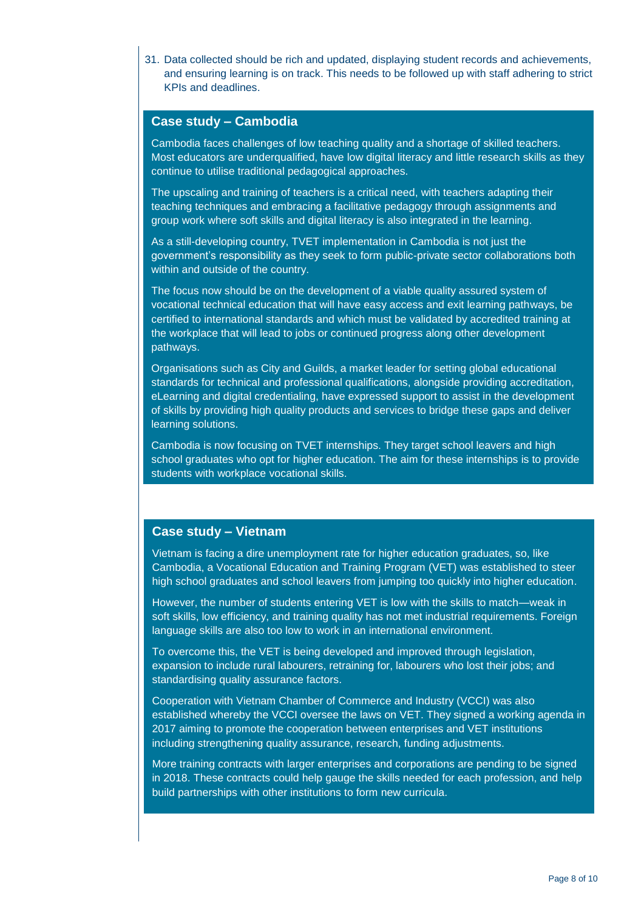31. Data collected should be rich and updated, displaying student records and achievements, and ensuring learning is on track. This needs to be followed up with staff adhering to strict KPIs and deadlines.

### Case study – Cambodia

Cambodia faces challenges of low teaching quality and a shortage of skilled teachers. Most educators are underqualified, have low digital literacy and little research skills as they continue to utilise traditional pedagogical approaches.

The upscaling and training of teachers is a critical need, with teachers adapting their teaching techniques and embracing a facilitative pedagogy through assignments and group work where soft skills and digital literacy is also integrated in the learning.

As a still-developing country, TVET implementation in Cambodia is not just the government's responsibility as they seek to form public-private sector collaborations both within and outside of the country.

The focus now should be on the development of a viable quality assured system of vocational technical education that will have easy access and exit learning pathways, be certified to international standards and which must be validated by accredited training at the workplace that will lead to jobs or continued progress along other development pathways.

Organisations such as City and Guilds, a market leader for setting global educational standards for technical and professional qualifications, alongside providing accreditation, eLearning and digital credentialing, have expressed support to assist in the development of skills by providing high quality products and services to bridge these gaps and deliver learning solutions.

Cambodia is now focusing on TVET internships. They target school leavers and high school graduates who opt for higher education. The aim for these internships is to provide students with workplace vocational skills.

### Case study – Vietnam

Vietnam is facing a dire unemployment rate for higher education graduates, so, like Cambodia, a Vocational Education and Training Program (VET) was established to steer high school graduates and school leavers from jumping too quickly into higher education.

However, the number of students entering VET is low with the skills to match—weak in soft skills, low efficiency, and training quality has not met industrial requirements. Foreign language skills are also too low to work in an international environment.

To overcome this, the VET is being developed and improved through legislation, expansion to include rural labourers, retraining for, labourers who lost their jobs; and standardising quality assurance factors.

Cooperation with Vietnam Chamber of Commerce and Industry (VCCI) was also established whereby the VCCI oversee the laws on VET. They signed a working agenda in 2017 aiming to promote the cooperation between enterprises and VET institutions including strengthening quality assurance, research, funding adjustments.

More training contracts with larger enterprises and corporations are pending to be signed in 2018. These contracts could help gauge the skills needed for each profession, and help build partnerships with other institutions to form new curricula.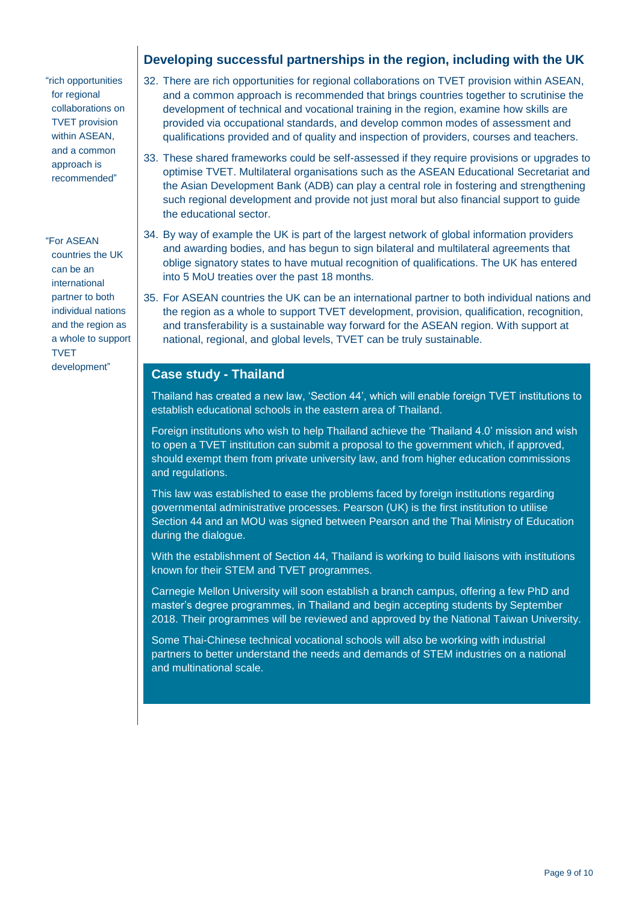## Developing successful partnerships in the region, including with the UK

"rich opportunities for regional collaborations on TVET provision within ASEAN, and a common approach is recommended"

32. There are rich opportunities for regional collaborations on TVET provision within ASEAN, and a common approach is recommended that brings countries together to scrutinise the development of technical and vocational training in the region, examine how skills are provided via occupational standards, and develop common modes of assessment and qualifications provided and of quality and inspection of providers, courses and teachers.

33. These shared frameworks could be self-assessed if they require provisions or upgrades to optimise TVET. Multilateral organisations such as the ASEAN Educational Secretariat and the Asian Development Bank (ADB) can play a central role in fostering and strengthening such regional development and provide not just moral but also financial support to guide the educational sector.

"For ASEAN countries the UK can be an international partner to both individual nations and the region as a whole to support TVET development"

34. By way of example the UK is part of the largest network of global information providers and awarding bodies, and has begun to sign bilateral and multilateral agreements that oblige signatory states to have mutual recognition of qualifications. The UK has entered into 5 MoU treaties over the past 18 months.

35. For ASEAN countries the UK can be an international partner to both individual nations and the region as a whole to support TVET development, provision, qualification, recognition, and transferability is a sustainable way forward for the ASEAN region. With support at national, regional, and global levels, TVET can be truly sustainable.

### Case study - Thailand

Thailand has created a new law, 'Section 44', which will enable foreign TVET institutions to establish educational schools in the eastern area of Thailand.

Foreign institutions who wish to help Thailand achieve the 'Thailand 4.0' mission and wish to open a TVET institution can submit a proposal to the government which, if approved, should exempt them from private university law, and from higher education commissions and regulations.

This law was established to ease the problems faced by foreign institutions regarding governmental administrative processes. Pearson (UK) is the first institution to utilise Section 44 and an MOU was signed between Pearson and the Thai Ministry of Education during the dialogue.

With the establishment of Section 44, Thailand is working to build liaisons with institutions known for their STEM and TVET programmes.

Carnegie Mellon University will soon establish a branch campus, offering a few PhD and master's degree programmes, in Thailand and begin accepting students by September 2018. Their programmes will be reviewed and approved by the National Taiwan University.

Some Thai-Chinese technical vocational schools will also be working with industrial partners to better understand the needs and demands of STEM industries on a national and multinational scale.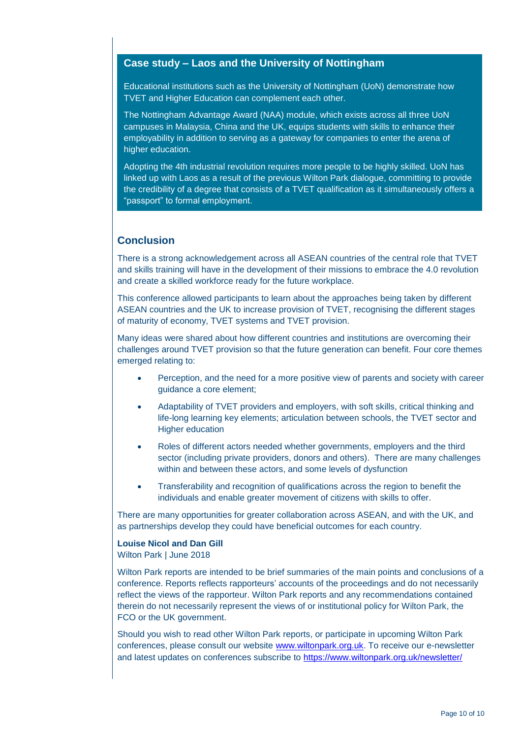### Case study – Laos and the University of Nottingham

Educational institutions such as the University of Nottingham (UoN) demonstrate how TVET and Higher Education can complement each other.

The Nottingham Advantage Award (NAA) module, which exists across all three UoN campuses in Malaysia, China and the UK, equips students with skills to enhance their employability in addition to serving as a gateway for companies to enter the arena of higher education.

Adopting the 4th industrial revolution requires more people to be highly skilled. UoN has linked up with Laos as a result of the previous Wilton Park dialogue, committing to provide the credibility of a degree that consists of a TVET qualification as it simultaneously offers a "passport" to formal employment.

## Conclusion

There is a strong acknowledgement across all ASEAN countries of the central role that TVET and skills training will have in the development of their missions to embrace the 4.0 revolution and create a skilled workforce ready for the future workplace.

This conference allowed participants to learn about the approaches being taken by different ASEAN countries and the UK to increase provision of TVET, recognising the different stages of maturity of economy, TVET systems and TVET provision.

Many ideas were shared about how different countries and institutions are overcoming their challenges around TVET provision so that the future generation can benefit. Four core themes emerged relating to:

- Perception, and the need for a more positive view of parents and society with career guidance a core element;
- Adaptability of TVET providers and employers, with soft skills, critical thinking and life-long learning key elements; articulation between schools, the TVET sector and Higher education
- Roles of different actors needed whether governments, employers and the third sector (including private providers, donors and others). There are many challenges within and between these actors, and some levels of dysfunction
- Transferability and recognition of qualifications across the region to benefit the individuals and enable greater movement of citizens with skills to offer.

There are many opportunities for greater collaboration across ASEAN, and with the UK, and as partnerships develop they could have beneficial outcomes for each country.

**Louise Nicol and Dan Gill**
Wilton Park | June 2018

Wilton Park reports are intended to be brief summaries of the main points and conclusions of a conference. Reports reflects rapporteurs' accounts of the proceedings and do not necessarily reflect the views of the rapporteur. Wilton Park reports and any recommendations contained therein do not necessarily represent the views of or institutional policy for Wilton Park, the FCO or the UK government.

Should you wish to read other Wilton Park reports, or participate in upcoming Wilton Park conferences, please consult our website [www.wiltonpark.org.uk](http://www.wiltonpark.org.uk). To receive our e-newsletter and latest updates on conferences subscribe to [https://www.wiltonpark.org.uk/newsletter/](https://www.wiltonpark.org.uk/newsletter/)